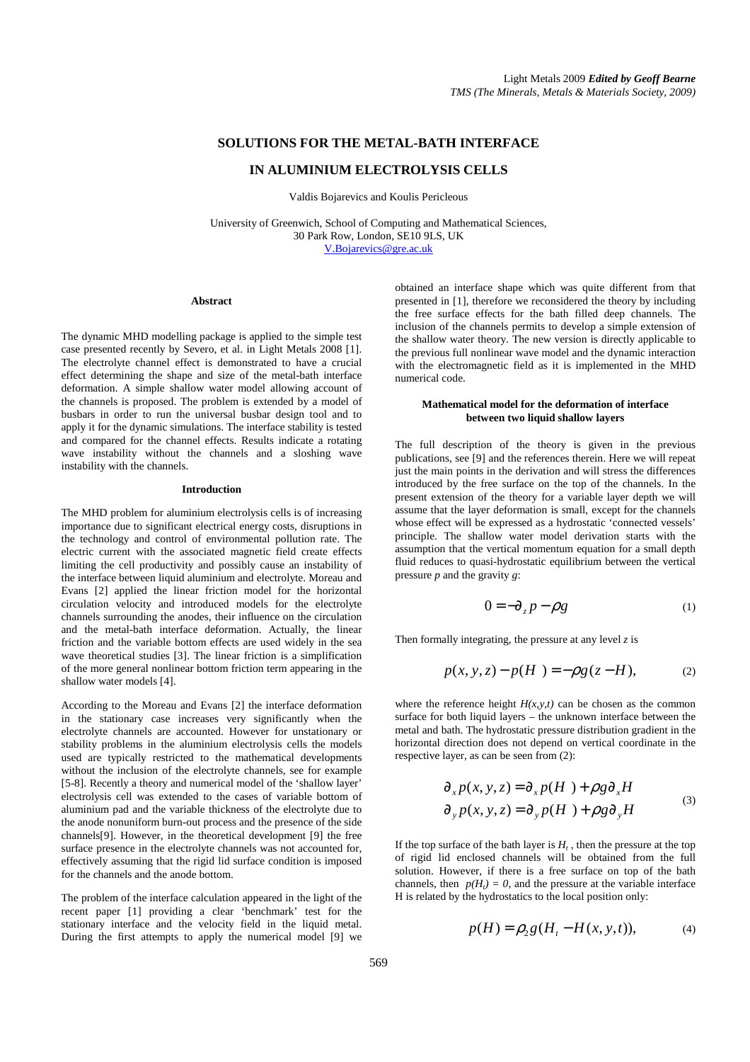# SOLUTIONS FOR THE METAL-BATH INTERFACE

# IN ALUMINIUM ELECTROLYSIS CELLS

Valdis Bojarevics and Koulis Pericleous

University of Greenwich, School of Computing and Mathematical Sciences,
30 Park Row, London, SE10 9LS, UK
V.Bojarevics@gre.ac.uk

## Abstract

The dynamic MHD modelling package is applied to the simple test case presented recently by Severo, et al. in Light Metals 2008 [1]. The electrolyte channel effect is demonstrated to have a crucial effect determining the shape and size of the metal-bath interface deformation. A simple shallow water model allowing account of the channels is proposed. The problem is extended by a model of busbars in order to run the universal busbar design tool and to apply it for the dynamic simulations. The interface stability is tested and compared for the channel effects. Results indicate a rotating wave instability without the channels and a sloshing wave instability with the channels.

## Introduction

The MHD problem for aluminium electrolysis cells is of increasing importance due to significant electrical energy costs, disruptions in the technology and control of environmental pollution rate. The electric current with the associated magnetic field create effects limiting the cell productivity and possibly cause an instability of the interface between liquid aluminium and electrolyte. Moreau and Evans [2] applied the linear friction model for the horizontal circulation velocity and introduced models for the electrolyte channels surrounding the anodes, their influence on the circulation and the metal-bath interface deformation. Actually, the linear friction and the variable bottom effects are used widely in the sea wave theoretical studies [3]. The linear friction is a simplification of the more general nonlinear bottom friction term appearing in the shallow water models [4].

According to the Moreau and Evans [2] the interface deformation in the stationary case increases very significantly when the electrolyte channels are accounted. However for unstationary or stability problems in the aluminium electrolysis cells the models used are typically restricted to the mathematical developments without the inclusion of the electrolyte channels, see for example [5-8]. Recently a theory and numerical model of the 'shallow layer' electrolysis cell was extended to the cases of variable bottom of aluminium pad and the variable thickness of the electrolyte due to the anode nonuniform burn-out process and the presence of the side channels[9]. However, in the theoretical development [9] the free surface presence in the electrolyte channels was not accounted for, effectively assuming that the rigid lid surface condition is imposed for the channels and the anode bottom.

The problem of the interface calculation appeared in the light of the recent paper [1] providing a clear 'benchmark' test for the stationary interface and the velocity field in the liquid metal. During the first attempts to apply the numerical model [9] we obtained an interface shape which was quite different from that presented in [1], therefore we reconsidered the theory by including the free surface effects for the bath filled deep channels. The inclusion of the channels permits to develop a simple extension of the shallow water theory. The new version is directly applicable to the previous full nonlinear wave model and the dynamic interaction with the electromagnetic field as it is implemented in the MHD numerical code.

## Mathematical model for the deformation of interface between two liquid shallow layers

The full description of the theory is given in the previous publications, see [9] and the references therein. Here we will repeat just the main points in the derivation and will stress the differences introduced by the free surface on the top of the channels. In the present extension of the theory for a variable layer depth we will assume that the layer deformation is small, except for the channels whose effect will be expressed as a hydrostatic 'connected vessels' principle. The shallow water model derivation starts with the assumption that the vertical momentum equation for a small depth fluid reduces to quasi-hydrostatic equilibrium between the vertical pressure $p$ and the gravity $g$:

$$0 = -\partial_z p - \rho g \tag{1}$$

Then formally integrating, the pressure at any level $z$ is

$$p(x, y, z) - p(H) = -\rho g (z - H), \tag{2}$$

where the reference height $H(x,y,t)$ can be chosen as the common surface for both liquid layers – the unknown interface between the metal and bath. The hydrostatic pressure distribution gradient in the horizontal direction does not depend on vertical coordinate in the respective layer, as can be seen from (2):

$$\begin{aligned} \partial_x p(x, y, z) &= \partial_x p(H) + \rho g \partial_x H \\ \partial_y p(x, y, z) &= \partial_y p(H) + \rho g \partial_y H \end{aligned} \tag{3}$$

If the top surface of the bath layer is $H_t$, then the pressure at the top of rigid lid enclosed channels will be obtained from the full solution. However, if there is a free surface on top of the bath channels, then $p(H_t) = 0$, and the pressure at the variable interface H is related by the hydrostatics to the local position only:

$$p(H) = \rho_2 g (H_t - H(x, y, t)), \tag{4}$$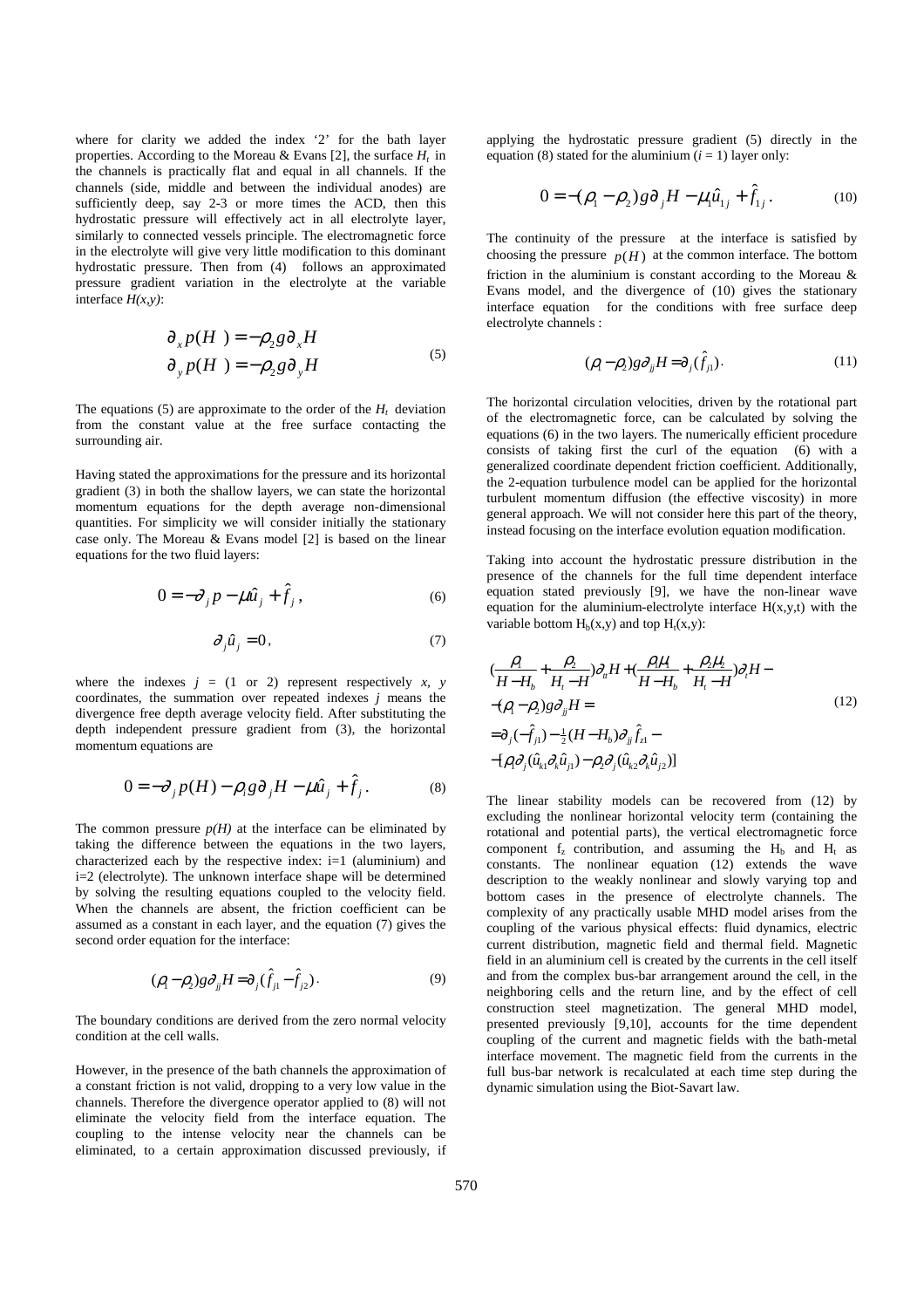where for clarity we added the index '2' for the bath layer properties. According to the Moreau & Evans [2], the surface $H_t$ in the channels is practically flat and equal in all channels. If the channels (side, middle and between the individual anodes) are sufficiently deep, say 2-3 or more times the ACD, then this hydrostatic pressure will effectively act in all electrolyte layer, similarly to connected vessels principle. The electromagnetic force in the electrolyte will give very little modification to this dominant hydrostatic pressure. Then from (4) follows an approximated pressure gradient variation in the electrolyte at the variable interface *H(x,y)*:

$$
\begin{aligned}
\partial_x p(H) &= -\rho_2 g \partial_x H \\
\partial_y p(H) &= -\rho_2 g \partial_y H
\end{aligned}
\tag{5}
$$

The equations (5) are approximate to the order of the $H_t$ deviation from the constant value at the free surface contacting the surrounding air.

Having stated the approximations for the pressure and its horizontal gradient (3) in both the shallow layers, we can state the horizontal momentum equations for the depth average non-dimensional quantities. For simplicity we will consider initially the stationary case only. The Moreau & Evans model [2] is based on the linear equations for the two fluid layers:

$$
0 = -\partial_j p - \mu \hat{u}_j + \hat{f}_j \,, \tag{6}
$$

$$
\partial_j \hat{u}_j = 0 \,, \tag{7}
$$

where the indexes $j$ = (1 or 2) represent respectively $x$, $y$ coordinates, the summation over repeated indexes $j$ means the divergence free depth average velocity field. After substituting the depth independent pressure gradient from (3), the horizontal momentum equations are

$$
0 = -\partial_j p(H) - \rho_i g \partial_j H - \mu \hat{u}_j + \hat{f}_j \,. \tag{8}
$$

The common pressure *p(H)* at the interface can be eliminated by taking the difference between the equations in the two layers, characterized each by the respective index: i=1 (aluminium) and i=2 (electrolyte). The unknown interface shape will be determined by solving the resulting equations coupled to the velocity field. When the channels are absent, the friction coefficient can be assumed as a constant in each layer, and the equation (7) gives the second order equation for the interface:

$$
(\rho_1 - \rho_2) g \partial_{jj} H = \partial_j (\hat{f}_{j1} - \hat{f}_{j2}) \,. \tag{9}
$$

The boundary conditions are derived from the zero normal velocity condition at the cell walls.

However, in the presence of the bath channels the approximation of a constant friction is not valid, dropping to a very low value in the channels. Therefore the divergence operator applied to (8) will not eliminate the velocity field from the interface equation. The coupling to the intense velocity near the channels can be eliminated, to a certain approximation discussed previously, if applying the hydrostatic pressure gradient (5) directly in the equation (8) stated for the aluminium ($i$ = 1) layer only:

$$
0 = -(\rho_1 - \rho_2) g \partial_j H - \mu_1 \hat{u}_{1j} + \hat{f}_{1j} \,. \tag{10}
$$

The continuity of the pressure at the interface is satisfied by choosing the pressure $p(H)$ at the common interface. The bottom friction in the aluminium is constant according to the Moreau & Evans model, and the divergence of (10) gives the stationary interface equation for the conditions with free surface deep electrolyte channels :

$$
(\rho_1 - \rho_2) g \partial_{jj} H = \partial_j (\hat{f}_{j1}) \,. \tag{11}
$$

The horizontal circulation velocities, driven by the rotational part of the electromagnetic force, can be calculated by solving the equations (6) in the two layers. The numerically efficient procedure consists of taking first the curl of the equation (6) with a generalized coordinate dependent friction coefficient. Additionally, the 2-equation turbulence model can be applied for the horizontal turbulent momentum diffusion (the effective viscosity) in more general approach. We will not consider here this part of the theory, instead focusing on the interface evolution equation modification.

Taking into account the hydrostatic pressure distribution in the presence of the channels for the full time dependent interface equation stated previously [9], we have the non-linear wave equation for the aluminium-electrolyte interface H(x,y,t) with the variable bottom $H_b(x,y)$ and top $H_t(x,y)$:

$$
\begin{aligned}
&\left(\frac{\rho_1}{H - H_b} + \frac{\rho_2}{H_t - H}\right)\partial_{tt} H + \left(\frac{\rho_1 \mu_1}{H - H_b} + \frac{\rho_2 \mu_2}{H_t - H}\right)\partial_t H - \\
&-(\rho_1 - \rho_2) g \partial_{jj} H = \\
&= \partial_j(-\hat{f}_{j1}) - \tfrac{1}{2}(H - H_b)\partial_{jj} \hat{f}_{z1} - \\
&-[\rho_1 \partial_j (\hat{u}_{k1} \partial_k \hat{u}_{j1}) - \rho_2 \partial_j (\hat{u}_{k2} \partial_k \hat{u}_{j2})]
\end{aligned}
\tag{12}
$$

The linear stability models can be recovered from (12) by excluding the nonlinear horizontal velocity term (containing the rotational and potential parts), the vertical electromagnetic force component $f_z$ contribution, and assuming the $H_b$ and $H_t$ as constants. The nonlinear equation (12) extends the wave description to the weakly nonlinear and slowly varying top and bottom cases in the presence of electrolyte channels. The complexity of any practically usable MHD model arises from the coupling of the various physical effects: fluid dynamics, electric current distribution, magnetic field and thermal field. Magnetic field in an aluminium cell is created by the currents in the cell itself and from the complex bus-bar arrangement around the cell, in the neighboring cells and the return line, and by the effect of cell construction steel magnetization. The general MHD model, presented previously [9,10], accounts for the time dependent coupling of the current and magnetic fields with the bath-metal interface movement. The magnetic field from the currents in the full bus-bar network is recalculated at each time step during the dynamic simulation using the Biot-Savart law.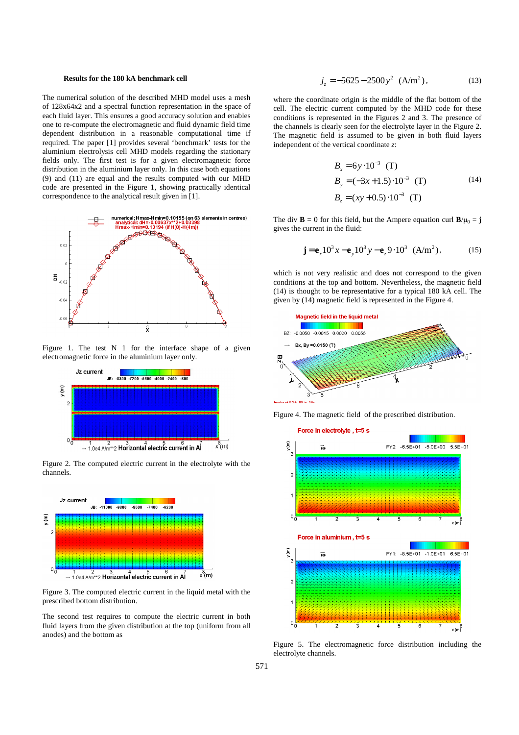### Results for the 180 kA benchmark cell

The numerical solution of the described MHD model uses a mesh of 128x64x2 and a spectral function representation in the space of each fluid layer. This ensures a good accuracy solution and enables one to re-compute the electromagnetic and fluid dynamic field time dependent distribution in a reasonable computational time if required. The paper [1] provides several 'benchmark' tests for the aluminium electrolysis cell MHD models regarding the stationary fields only. The first test is for a given electromagnetic force distribution in the aluminium layer only. In this case both equations (9) and (11) are equal and the results computed with our MHD code are presented in the Figure 1, showing practically identical correspondence to the analytical result given in [1].

Figure 1. The test N 1 for the interface shape of a given electromagnetic force in the aluminium layer only.

Figure 2. The computed electric current in the electrolyte with the channels.

Figure 3. The computed electric current in the liquid metal with the prescribed bottom distribution.

The second test requires to compute the electric current in both fluid layers from the given distribution at the top (uniform from all anodes) and the bottom as

$$j_z = -5625 - 2500y^2 \ \ (\text{A/m}^2), \tag{13}$$

where the coordinate origin is the middle of the flat bottom of the cell. The electric current computed by the MHD code for these conditions is represented in the Figures 2 and 3. The presence of the channels is clearly seen for the electrolyte layer in the Figure 2. The magnetic field is assumed to be given in both fluid layers independent of the vertical coordinate $z$:

$$\begin{aligned} B_x &= 6y \cdot 10^{-3} \ \ (\text{T}) \\ B_y &= (-3x + 1.5) \cdot 10^{-3} \ \ (\text{T}) \\ B_z &= (xy + 0.5) \cdot 10^{-3} \ \ (\text{T}) \end{aligned} \tag{14}$$

The div $\mathbf{B} = 0$ for this field, but the Ampere equation curl $\mathbf{B}/\mu_0 = \mathbf{j}$ gives the current in the fluid:

$$\mathbf{j} = \mathbf{e}_x 10^3 x - \mathbf{e}_y 10^3 y - \mathbf{e}_z 9 \cdot 10^3 \ \ (\text{A/m}^2), \tag{15}$$

which is not very realistic and does not correspond to the given conditions at the top and bottom. Nevertheless, the magnetic field (14) is thought to be representative for a typical 180 kA cell. The given by (14) magnetic field is represented in the Figure 4.

Figure 4. The magnetic field of the prescribed distribution.

Figure 5. The electromagnetic force distribution including the electrolyte channels.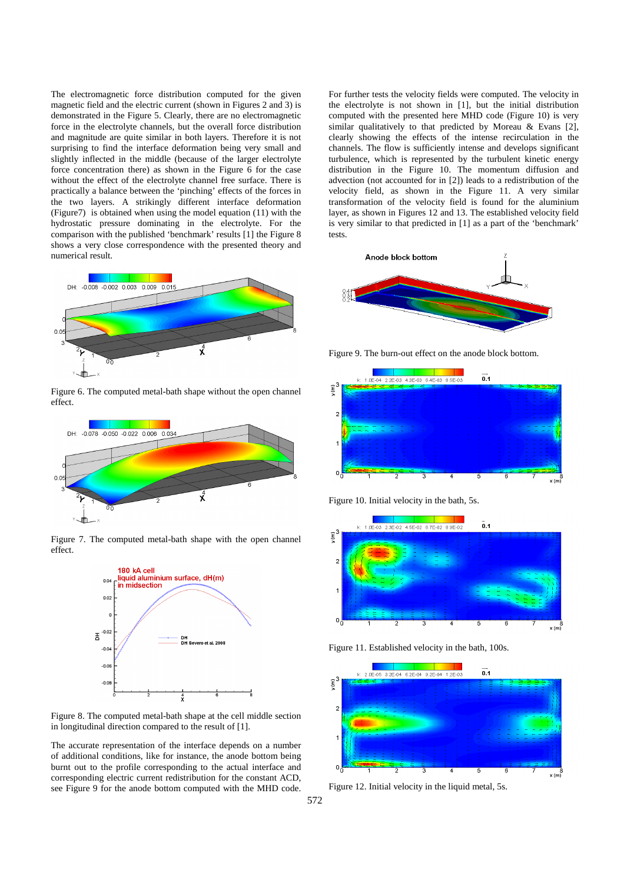The electromagnetic force distribution computed for the given magnetic field and the electric current (shown in Figures 2 and 3) is demonstrated in the Figure 5. Clearly, there are no electromagnetic force in the electrolyte channels, but the overall force distribution and magnitude are quite similar in both layers. Therefore it is not surprising to find the interface deformation being very small and slightly inflected in the middle (because of the larger electrolyte force concentration there) as shown in the Figure 6 for the case without the effect of the electrolyte channel free surface. There is practically a balance between the 'pinching' effects of the forces in the two layers. A strikingly different interface deformation (Figure7) is obtained when using the model equation (11) with the hydrostatic pressure dominating in the electrolyte. For the comparison with the published 'benchmark' results [1] the Figure 8 shows a very close correspondence with the presented theory and numerical result.

Figure 6. The computed metal-bath shape without the open channel effect.

Figure 7. The computed metal-bath shape with the open channel effect.

Figure 8. The computed metal-bath shape at the cell middle section in longitudinal direction compared to the result of [1].

The accurate representation of the interface depends on a number of additional conditions, like for instance, the anode bottom being burnt out to the profile corresponding to the actual interface and corresponding electric current redistribution for the constant ACD, see Figure 9 for the anode bottom computed with the MHD code.

For further tests the velocity fields were computed. The velocity in the electrolyte is not shown in [1], but the initial distribution computed with the presented here MHD code (Figure 10) is very similar qualitatively to that predicted by Moreau & Evans [2], clearly showing the effects of the intense recirculation in the channels. The flow is sufficiently intense and develops significant turbulence, which is represented by the turbulent kinetic energy distribution in the Figure 10. The momentum diffusion and advection (not accounted for in [2]) leads to a redistribution of the velocity field, as shown in the Figure 11. A very similar transformation of the velocity field is found for the aluminium layer, as shown in Figures 12 and 13. The established velocity field is very similar to that predicted in [1] as a part of the 'benchmark' tests.

Figure 9. The burn-out effect on the anode block bottom.

Figure 10. Initial velocity in the bath, 5s.

Figure 11. Established velocity in the bath, 100s.

Figure 12. Initial velocity in the liquid metal, 5s.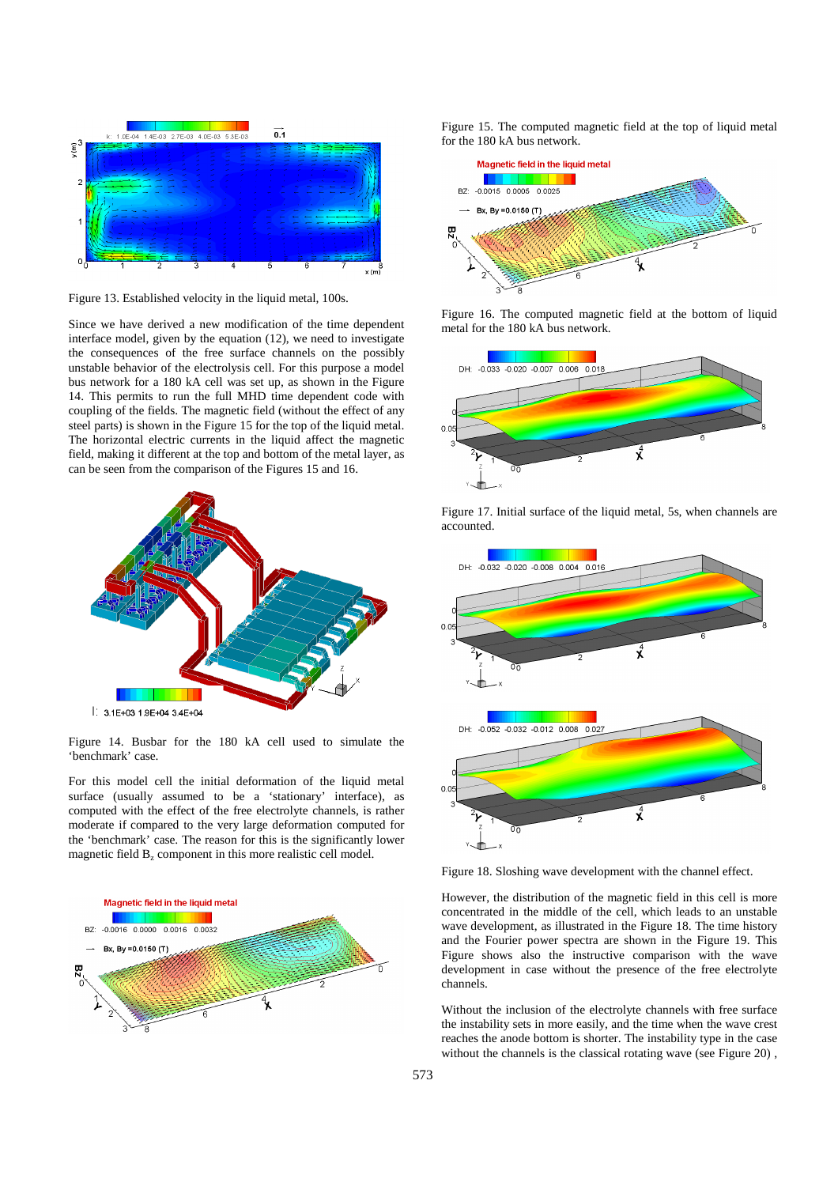Figure 13. Established velocity in the liquid metal, 100s.

Since we have derived a new modification of the time dependent interface model, given by the equation (12), we need to investigate the consequences of the free surface channels on the possibly unstable behavior of the electrolysis cell. For this purpose a model bus network for a 180 kA cell was set up, as shown in the Figure 14. This permits to run the full MHD time dependent code with coupling of the fields. The magnetic field (without the effect of any steel parts) is shown in the Figure 15 for the top of the liquid metal. The horizontal electric currents in the liquid affect the magnetic field, making it different at the top and bottom of the metal layer, as can be seen from the comparison of the Figures 15 and 16.

Figure 14. Busbar for the 180 kA cell used to simulate the 'benchmark' case.

For this model cell the initial deformation of the liquid metal surface (usually assumed to be a 'stationary' interface), as computed with the effect of the free electrolyte channels, is rather moderate if compared to the very large deformation computed for the 'benchmark' case. The reason for this is the significantly lower magnetic field $B_z$ component in this more realistic cell model.

Figure 15. The computed magnetic field at the top of liquid metal for the 180 kA bus network.

Figure 16. The computed magnetic field at the bottom of liquid metal for the 180 kA bus network.

Figure 17. Initial surface of the liquid metal, 5s, when channels are accounted.

Figure 18. Sloshing wave development with the channel effect.

However, the distribution of the magnetic field in this cell is more concentrated in the middle of the cell, which leads to an unstable wave development, as illustrated in the Figure 18. The time history and the Fourier power spectra are shown in the Figure 19. This Figure shows also the instructive comparison with the wave development in case without the presence of the free electrolyte channels.

Without the inclusion of the electrolyte channels with free surface the instability sets in more easily, and the time when the wave crest reaches the anode bottom is shorter. The instability type in the case without the channels is the classical rotating wave (see Figure 20) ,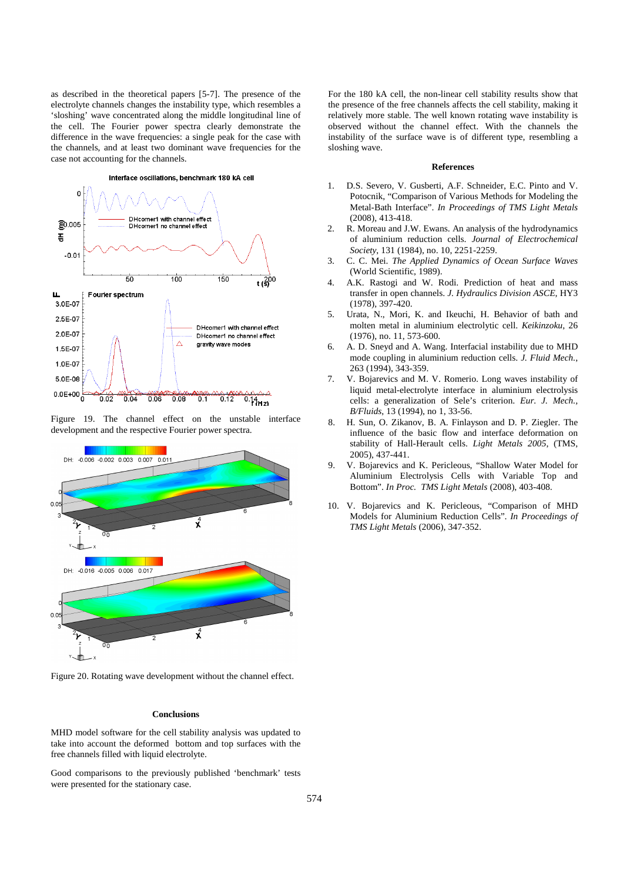as described in the theoretical papers [5-7]. The presence of the electrolyte channels changes the instability type, which resembles a 'sloshing' wave concentrated along the middle longitudinal line of the cell. The Fourier power spectra clearly demonstrate the difference in the wave frequencies: a single peak for the case with the channels, and at least two dominant wave frequencies for the case not accounting for the channels.

Interface oscillations, benchmark 180 kA cell

DHcorner1 with channel effect
DHcorner1 no channel effect

dH (m)
t (s)

Fourier spectrum

DHcorner1 with channel effect
DHcorner1 no channel effect
gravity wave modes

F
f (Hz)

Figure 19. The channel effect on the unstable interface development and the respective Fourier power spectra.

DH: -0.006 -0.002 0.003 0.007 0.011

DH: -0.016 -0.005 0.006 0.017

Figure 20. Rotating wave development without the channel effect.

## Conclusions

MHD model software for the cell stability analysis was updated to take into account the deformed bottom and top surfaces with the free channels filled with liquid electrolyte.

Good comparisons to the previously published 'benchmark' tests were presented for the stationary case.

For the 180 kA cell, the non-linear cell stability results show that the presence of the free channels affects the cell stability, making it relatively more stable. The well known rotating wave instability is observed without the channel effect. With the channels the instability of the surface wave is of different type, resembling a sloshing wave.

## References

1. D.S. Severo, V. Gusberti, A.F. Schneider, E.C. Pinto and V. Potocnik, "Comparison of Various Methods for Modeling the Metal-Bath Interface". *In Proceedings of TMS Light Metals* (2008), 413-418.
2. R. Moreau and J.W. Ewans. An analysis of the hydrodynamics of aluminium reduction cells. *Journal of Electrochemical Society*, 131 (1984), no. 10, 2251-2259.
3. C. C. Mei. *The Applied Dynamics of Ocean Surface Waves* (World Scientific, 1989).
4. A.K. Rastogi and W. Rodi. Prediction of heat and mass transfer in open channels. *J. Hydraulics Division ASCE*, HY3 (1978), 397-420.
5. Urata, N., Mori, K. and Ikeuchi, H. Behavior of bath and molten metal in aluminium electrolytic cell. *Keikinzoku*, 26 (1976), no. 11, 573-600.
6. A. D. Sneyd and A. Wang. Interfacial instability due to MHD mode coupling in aluminium reduction cells. *J. Fluid Mech.*, 263 (1994), 343-359.
7. V. Bojarevics and M. V. Romerio. Long waves instability of liquid metal-electrolyte interface in aluminium electrolysis cells: a generalization of Sele's criterion. *Eur. J. Mech., B/Fluids*, 13 (1994), no 1, 33-56.
8. H. Sun, O. Zikanov, B. A. Finlayson and D. P. Ziegler. The influence of the basic flow and interface deformation on stability of Hall-Herault cells. *Light Metals 2005*, (TMS, 2005), 437-441.
9. V. Bojarevics and K. Pericleous, "Shallow Water Model for Aluminium Electrolysis Cells with Variable Top and Bottom". *In Proc. TMS Light Metals* (2008), 403-408.
10. V. Bojarevics and K. Pericleous, "Comparison of MHD Models for Aluminium Reduction Cells". *In Proceedings of TMS Light Metals* (2006), 347-352.